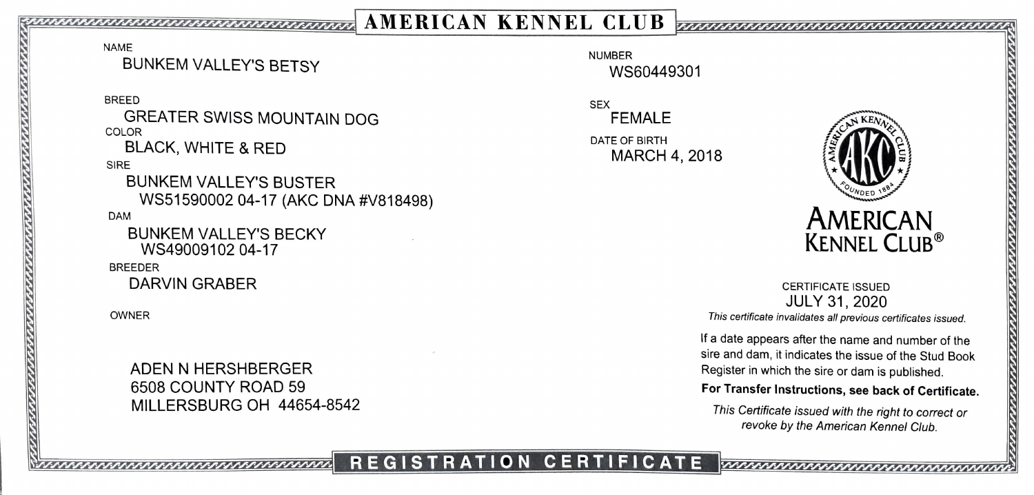# AMERICAN KENNEL CLUB

NAME
BUNKEM VALLEY'S BETSY

NUMBER
WS60449301

BREED
GREATER SWISS MOUNTAIN DOG

SEX
FEMALE

COLOR
BLACK, WHITE & RED

DATE OF BIRTH
MARCH 4, 2018

SIRE
BUNKEM VALLEY'S BUSTER
WS51590002 04-17 (AKC DNA #V818498)

DAM
BUNKEM VALLEY'S BECKY
WS49009102 04-17

BREEDER
DARVIN GRABER

OWNER

ADEN N HERSHBERGER
6508 COUNTY ROAD 59
MILLERSBURG OH 44654-8542

AMERICAN KENNEL CLUB®

CERTIFICATE ISSUED
JULY 31, 2020

*This certificate invalidates all previous certificates issued.*

If a date appears after the name and number of the sire and dam, it indicates the issue of the Stud Book Register in which the sire or dam is published.

**For Transfer Instructions, see back of Certificate.**

*This Certificate issued with the right to correct or revoke by the American Kennel Club.*

## REGISTRATION CERTIFICATE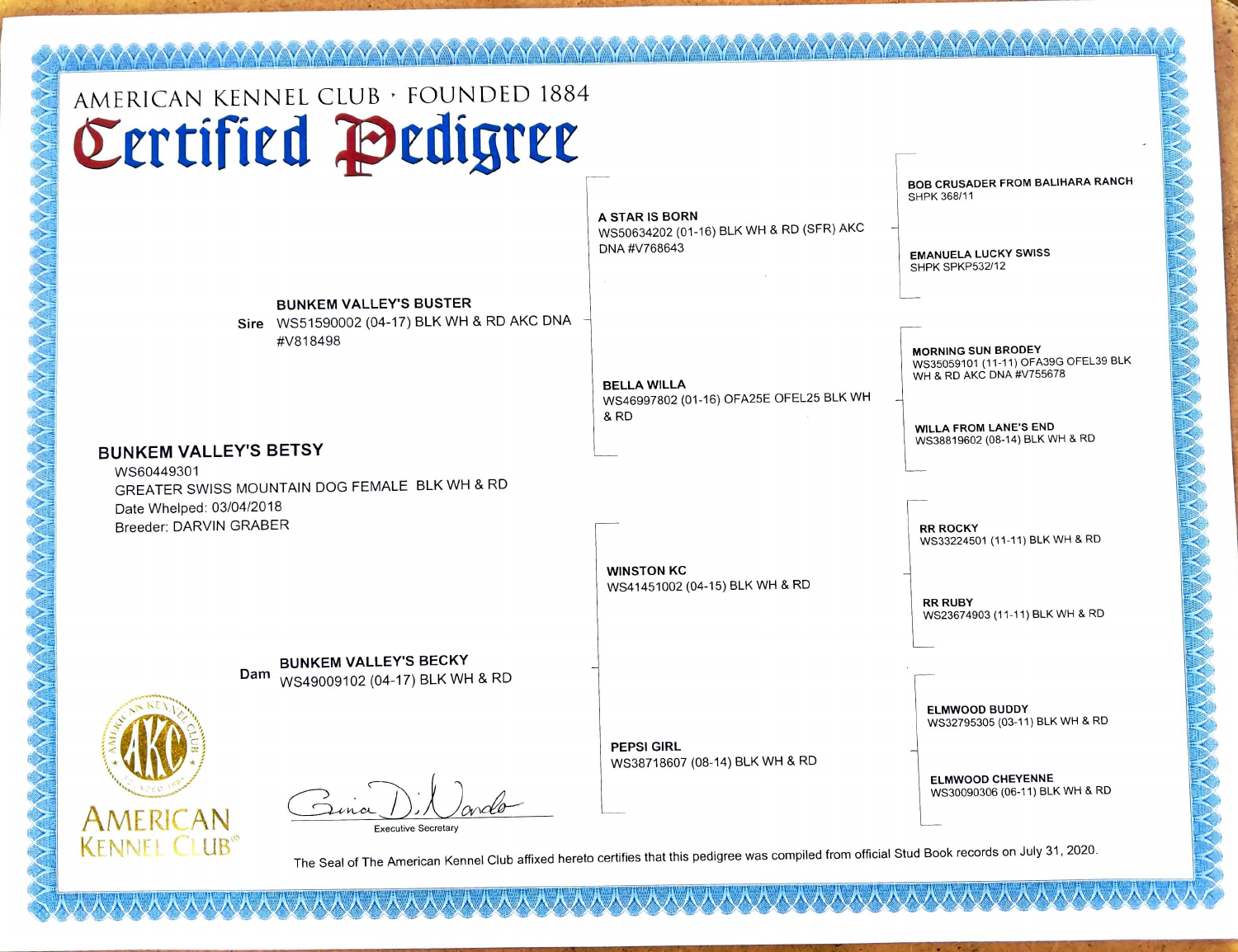AMERICAN KENNEL CLUB · FOUNDED 1884

# Certified Pedigree

**BUNKEM VALLEY'S BETSY**
WS60449301
GREATER SWISS MOUNTAIN DOG FEMALE BLK WH & RD
Date Whelped: 03/04/2018
Breeder: DARVIN GRABER

**Sire** **BUNKEM VALLEY'S BUSTER**
WS51590002 (04-17) BLK WH & RD AKC DNA #V818498

- **A STAR IS BORN**
  WS50634202 (01-16) BLK WH & RD (SFR) AKC DNA #V768643
  - **BOB CRUSADER FROM BALIHARA RANCH**
    SHPK 368/11
  - **EMANUELA LUCKY SWISS**
    SHPK SPKP532/12
- **BELLA WILLA**
  WS46997802 (01-16) OFA25E OFEL25 BLK WH & RD
  - **MORNING SUN BRODEY**
    WS35059101 (11-11) OFA39G OFEL39 BLK WH & RD AKC DNA #V755678
  - **WILLA FROM LANE'S END**
    WS38819602 (08-14) BLK WH & RD

**Dam** **BUNKEM VALLEY'S BECKY**
WS49009102 (04-17) BLK WH & RD

- **WINSTON KC**
  WS41451002 (04-15) BLK WH & RD
  - **RR ROCKY**
    WS33224501 (11-11) BLK WH & RD
  - **RR RUBY**
    WS23674903 (11-11) BLK WH & RD
- **PEPSI GIRL**
  WS38718607 (08-14) BLK WH & RD
  - **ELMWOOD BUDDY**
    WS32795305 (03-11) BLK WH & RD
  - **ELMWOOD CHEYENNE**
    WS30090306 (06-11) BLK WH & RD

AMERICAN KENNEL CLUB

Gina DiNardo
Executive Secretary

The Seal of The American Kennel Club affixed hereto certifies that this pedigree was compiled from official Stud Book records on July 31, 2020.